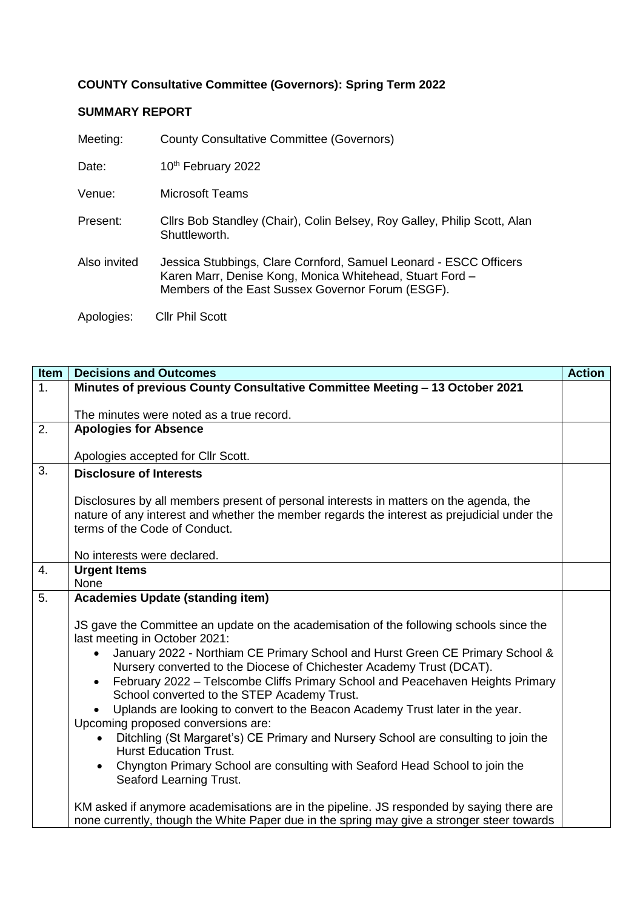**COUNTY Consultative Committee (Governors): Spring Term 2022**

**SUMMARY REPORT**

Meeting: County Consultative Committee (Governors)

Date: 10th February 2022

Venue: Microsoft Teams

Present: Cllrs Bob Standley (Chair), Colin Belsey, Roy Galley, Philip Scott, Alan Shuttleworth.

Also invited: Jessica Stubbings, Clare Cornford, Samuel Leonard - ESCC Officers Karen Marr, Denise Kong, Monica Whitehead, Stuart Ford – Members of the East Sussex Governor Forum (ESGF).

Apologies: Cllr Phil Scott

| Item | Decisions and Outcomes | Action |
|---|---|---|
| 1. | **Minutes of previous County Consultative Committee Meeting – 13 October 2021**<br><br>The minutes were noted as a true record. | |
| 2. | **Apologies for Absence**<br><br>Apologies accepted for Cllr Scott. | |
| 3. | **Disclosure of Interests**<br><br>Disclosures by all members present of personal interests in matters on the agenda, the nature of any interest and whether the member regards the interest as prejudicial under the terms of the Code of Conduct.<br><br>No interests were declared. | |
| 4. | **Urgent Items**<br>None | |
| 5. | **Academies Update (standing item)**<br><br>JS gave the Committee an update on the academisation of the following schools since the last meeting in October 2021:<br>• January 2022 - Northiam CE Primary School and Hurst Green CE Primary School & Nursery converted to the Diocese of Chichester Academy Trust (DCAT).<br>• February 2022 – Telscombe Cliffs Primary School and Peacehaven Heights Primary School converted to the STEP Academy Trust.<br>• Uplands are looking to convert to the Beacon Academy Trust later in the year.<br>Upcoming proposed conversions are:<br>• Ditchling (St Margaret's) CE Primary and Nursery School are consulting to join the Hurst Education Trust.<br>• Chyngton Primary School are consulting with Seaford Head School to join the Seaford Learning Trust.<br><br>KM asked if anymore academisations are in the pipeline. JS responded by saying there are none currently, though the White Paper due in the spring may give a stronger steer towards | |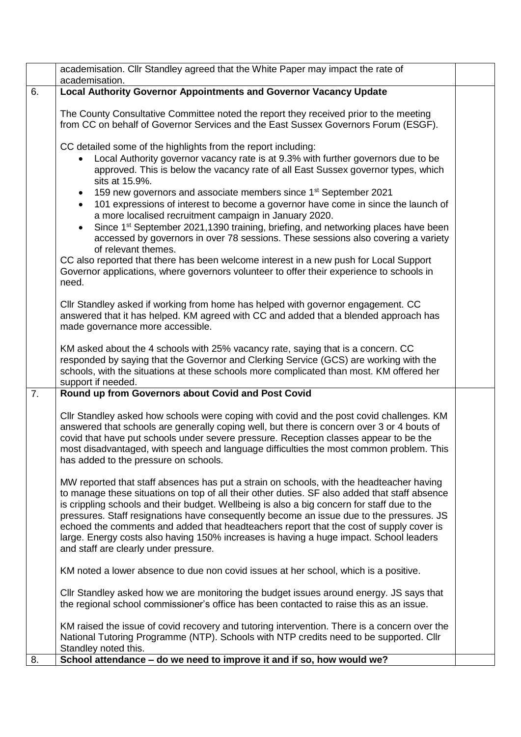| | | |
|---|---|---|
| | academisation. Cllr Standley agreed that the White Paper may impact the rate of academisation. | |
| 6. | **Local Authority Governor Appointments and Governor Vacancy Update**<br><br>The County Consultative Committee noted the report they received prior to the meeting from CC on behalf of Governor Services and the East Sussex Governors Forum (ESGF).<br><br>CC detailed some of the highlights from the report including:<br>• Local Authority governor vacancy rate is at 9.3% with further governors due to be approved. This is below the vacancy rate of all East Sussex governor types, which sits at 15.9%.<br>• 159 new governors and associate members since 1st September 2021<br>• 101 expressions of interest to become a governor have come in since the launch of a more localised recruitment campaign in January 2020.<br>• Since 1st September 2021,1390 training, briefing, and networking places have been accessed by governors in over 78 sessions. These sessions also covering a variety of relevant themes.<br>CC also reported that there has been welcome interest in a new push for Local Support Governor applications, where governors volunteer to offer their experience to schools in need.<br><br>Cllr Standley asked if working from home has helped with governor engagement. CC answered that it has helped. KM agreed with CC and added that a blended approach has made governance more accessible.<br><br>KM asked about the 4 schools with 25% vacancy rate, saying that is a concern. CC responded by saying that the Governor and Clerking Service (GCS) are working with the schools, with the situations at these schools more complicated than most. KM offered her support if needed. | |
| 7. | **Round up from Governors about Covid and Post Covid**<br><br>Cllr Standley asked how schools were coping with covid and the post covid challenges. KM answered that schools are generally coping well, but there is concern over 3 or 4 bouts of covid that have put schools under severe pressure. Reception classes appear to be the most disadvantaged, with speech and language difficulties the most common problem. This has added to the pressure on schools.<br><br>MW reported that staff absences has put a strain on schools, with the headteacher having to manage these situations on top of all their other duties. SF also added that staff absence is crippling schools and their budget. Wellbeing is also a big concern for staff due to the pressures. Staff resignations have consequently become an issue due to the pressures. JS echoed the comments and added that headteachers report that the cost of supply cover is large. Energy costs also having 150% increases is having a huge impact. School leaders and staff are clearly under pressure.<br><br>KM noted a lower absence to due non covid issues at her school, which is a positive.<br><br>Cllr Standley asked how we are monitoring the budget issues around energy. JS says that the regional school commissioner's office has been contacted to raise this as an issue.<br><br>KM raised the issue of covid recovery and tutoring intervention. There is a concern over the National Tutoring Programme (NTP). Schools with NTP credits need to be supported. Cllr Standley noted this. | |
| 8. | **School attendance – do we need to improve it and if so, how would we?** | |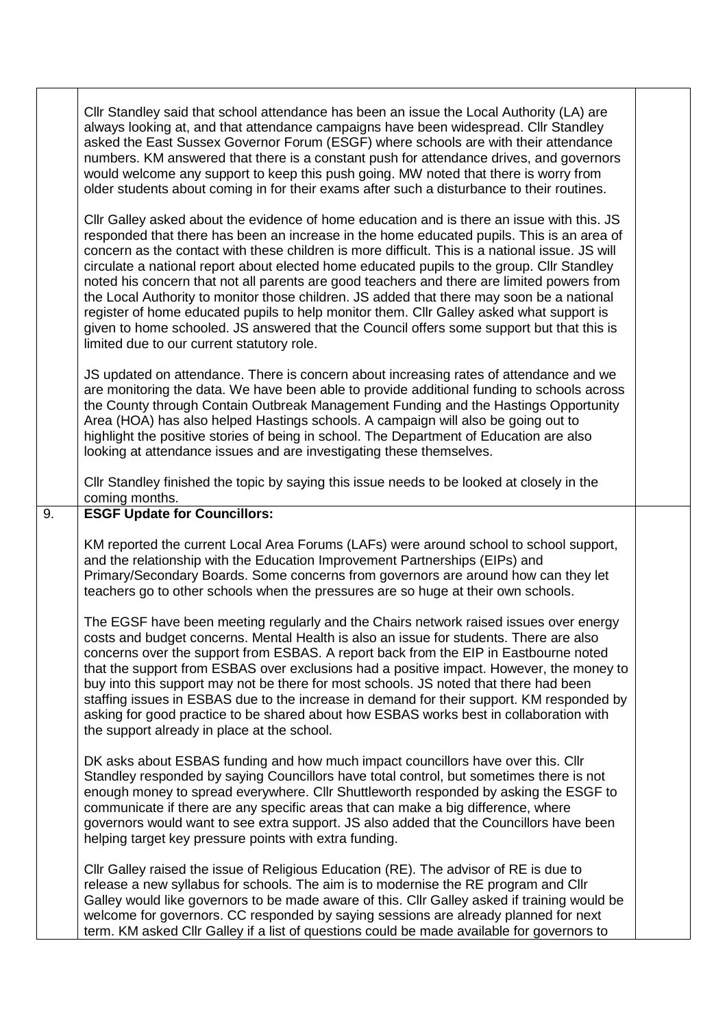| | | |
|---|---|---|
| | Cllr Standley said that school attendance has been an issue the Local Authority (LA) are always looking at, and that attendance campaigns have been widespread. Cllr Standley asked the East Sussex Governor Forum (ESGF) where schools are with their attendance numbers. KM answered that there is a constant push for attendance drives, and governors would welcome any support to keep this push going. MW noted that there is worry from older students about coming in for their exams after such a disturbance to their routines.<br><br>Cllr Galley asked about the evidence of home education and is there an issue with this. JS responded that there has been an increase in the home educated pupils. This is an area of concern as the contact with these children is more difficult. This is a national issue. JS will circulate a national report about elected home educated pupils to the group. Cllr Standley noted his concern that not all parents are good teachers and there are limited powers from the Local Authority to monitor those children. JS added that there may soon be a national register of home educated pupils to help monitor them. Cllr Galley asked what support is given to home schooled. JS answered that the Council offers some support but that this is limited due to our current statutory role.<br><br>JS updated on attendance. There is concern about increasing rates of attendance and we are monitoring the data. We have been able to provide additional funding to schools across the County through Contain Outbreak Management Funding and the Hastings Opportunity Area (HOA) has also helped Hastings schools. A campaign will also be going out to highlight the positive stories of being in school. The Department of Education are also looking at attendance issues and are investigating these themselves.<br><br>Cllr Standley finished the topic by saying this issue needs to be looked at closely in the coming months. | |
| 9. | **ESGF Update for Councillors:**<br><br>KM reported the current Local Area Forums (LAFs) were around school to school support, and the relationship with the Education Improvement Partnerships (EIPs) and Primary/Secondary Boards. Some concerns from governors are around how can they let teachers go to other schools when the pressures are so huge at their own schools.<br><br>The EGSF have been meeting regularly and the Chairs network raised issues over energy costs and budget concerns. Mental Health is also an issue for students. There are also concerns over the support from ESBAS. A report back from the EIP in Eastbourne noted that the support from ESBAS over exclusions had a positive impact. However, the money to buy into this support may not be there for most schools. JS noted that there had been staffing issues in ESBAS due to the increase in demand for their support. KM responded by asking for good practice to be shared about how ESBAS works best in collaboration with the support already in place at the school.<br><br>DK asks about ESBAS funding and how much impact councillors have over this. Cllr Standley responded by saying Councillors have total control, but sometimes there is not enough money to spread everywhere. Cllr Shuttleworth responded by asking the ESGF to communicate if there are any specific areas that can make a big difference, where governors would want to see extra support. JS also added that the Councillors have been helping target key pressure points with extra funding.<br><br>Cllr Galley raised the issue of Religious Education (RE). The advisor of RE is due to release a new syllabus for schools. The aim is to modernise the RE program and Cllr Galley would like governors to be made aware of this. Cllr Galley asked if training would be welcome for governors. CC responded by saying sessions are already planned for next term. KM asked Cllr Galley if a list of questions could be made available for governors to | |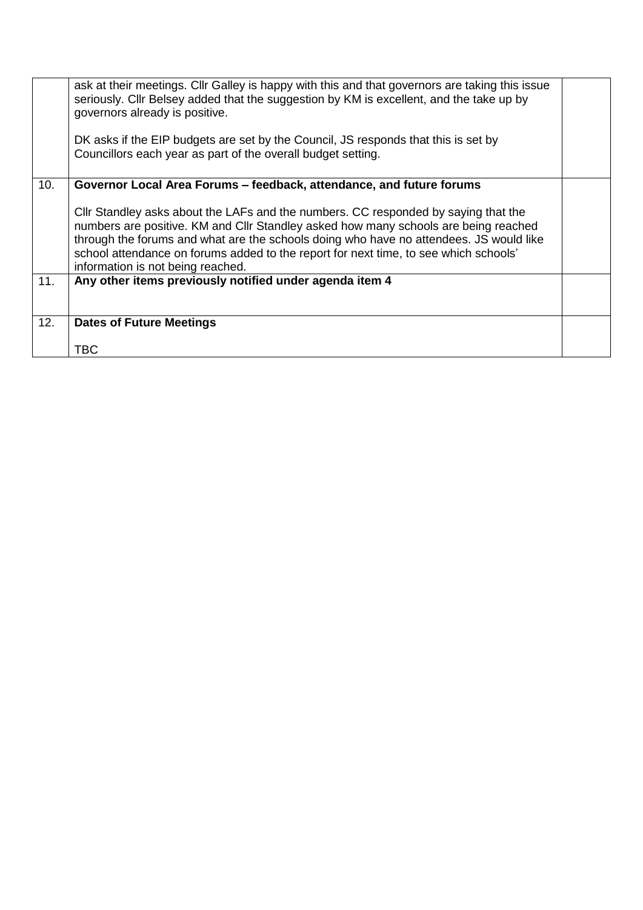| | | |
|---|---|---|
| | ask at their meetings. Cllr Galley is happy with this and that governors are taking this issue seriously. Cllr Belsey added that the suggestion by KM is excellent, and the take up by governors already is positive.<br><br>DK asks if the EIP budgets are set by the Council, JS responds that this is set by Councillors each year as part of the overall budget setting. | |
| 10. | **Governor Local Area Forums – feedback, attendance, and future forums**<br><br>Cllr Standley asks about the LAFs and the numbers. CC responded by saying that the numbers are positive. KM and Cllr Standley asked how many schools are being reached through the forums and what are the schools doing who have no attendees. JS would like school attendance on forums added to the report for next time, to see which schools' information is not being reached. | |
| 11. | **Any other items previously notified under agenda item 4** | |
| 12. | **Dates of Future Meetings**<br><br>TBC | |